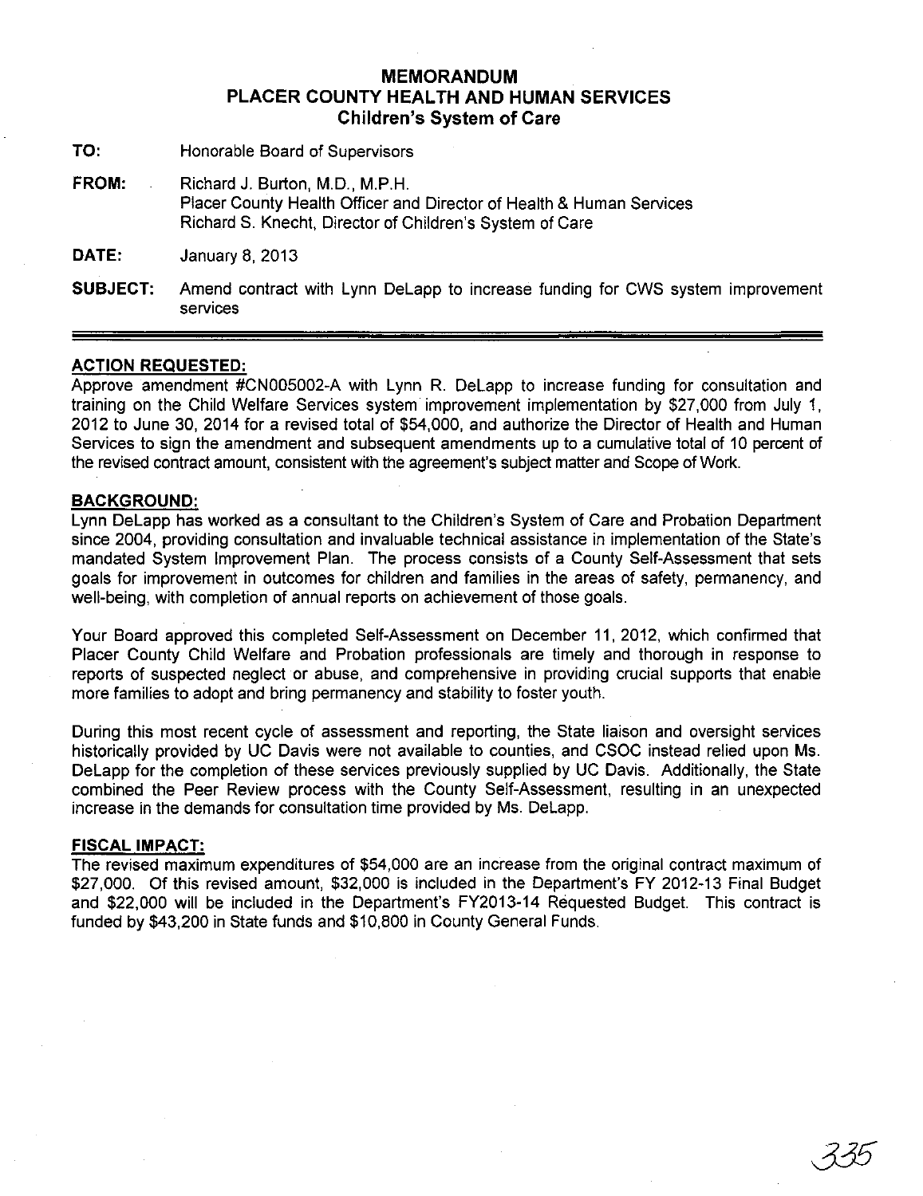# MEMORANDUM
# PLACER COUNTY HEALTH AND HUMAN SERVICES
## Children's System of Care

**TO:** Honorable Board of Supervisors

**FROM:** Richard J. Burton, M.D., M.P.H.
Placer County Health Officer and Director of Health & Human Services
Richard S. Knecht, Director of Children's System of Care

**DATE:** January 8, 2013

**SUBJECT:** Amend contract with Lynn DeLapp to increase funding for CWS system improvement services

---

### ACTION REQUESTED:

Approve amendment #CN005002-A with Lynn R. DeLapp to increase funding for consultation and training on the Child Welfare Services system improvement implementation by $27,000 from July 1, 2012 to June 30, 2014 for a revised total of $54,000, and authorize the Director of Health and Human Services to sign the amendment and subsequent amendments up to a cumulative total of 10 percent of the revised contract amount, consistent with the agreement's subject matter and Scope of Work.

### BACKGROUND:

Lynn DeLapp has worked as a consultant to the Children's System of Care and Probation Department since 2004, providing consultation and invaluable technical assistance in implementation of the State's mandated System Improvement Plan. The process consists of a County Self-Assessment that sets goals for improvement in outcomes for children and families in the areas of safety, permanency, and well-being, with completion of annual reports on achievement of those goals.

Your Board approved this completed Self-Assessment on December 11, 2012, which confirmed that Placer County Child Welfare and Probation professionals are timely and thorough in response to reports of suspected neglect or abuse, and comprehensive in providing crucial supports that enable more families to adopt and bring permanency and stability to foster youth.

During this most recent cycle of assessment and reporting, the State liaison and oversight services historically provided by UC Davis were not available to counties, and CSOC instead relied upon Ms. DeLapp for the completion of these services previously supplied by UC Davis. Additionally, the State combined the Peer Review process with the County Self-Assessment, resulting in an unexpected increase in the demands for consultation time provided by Ms. DeLapp.

### FISCAL IMPACT:

The revised maximum expenditures of $54,000 are an increase from the original contract maximum of $27,000. Of this revised amount, $32,000 is included in the Department's FY 2012-13 Final Budget and $22,000 will be included in the Department's FY2013-14 Requested Budget. This contract is funded by $43,200 in State funds and $10,800 in County General Funds.